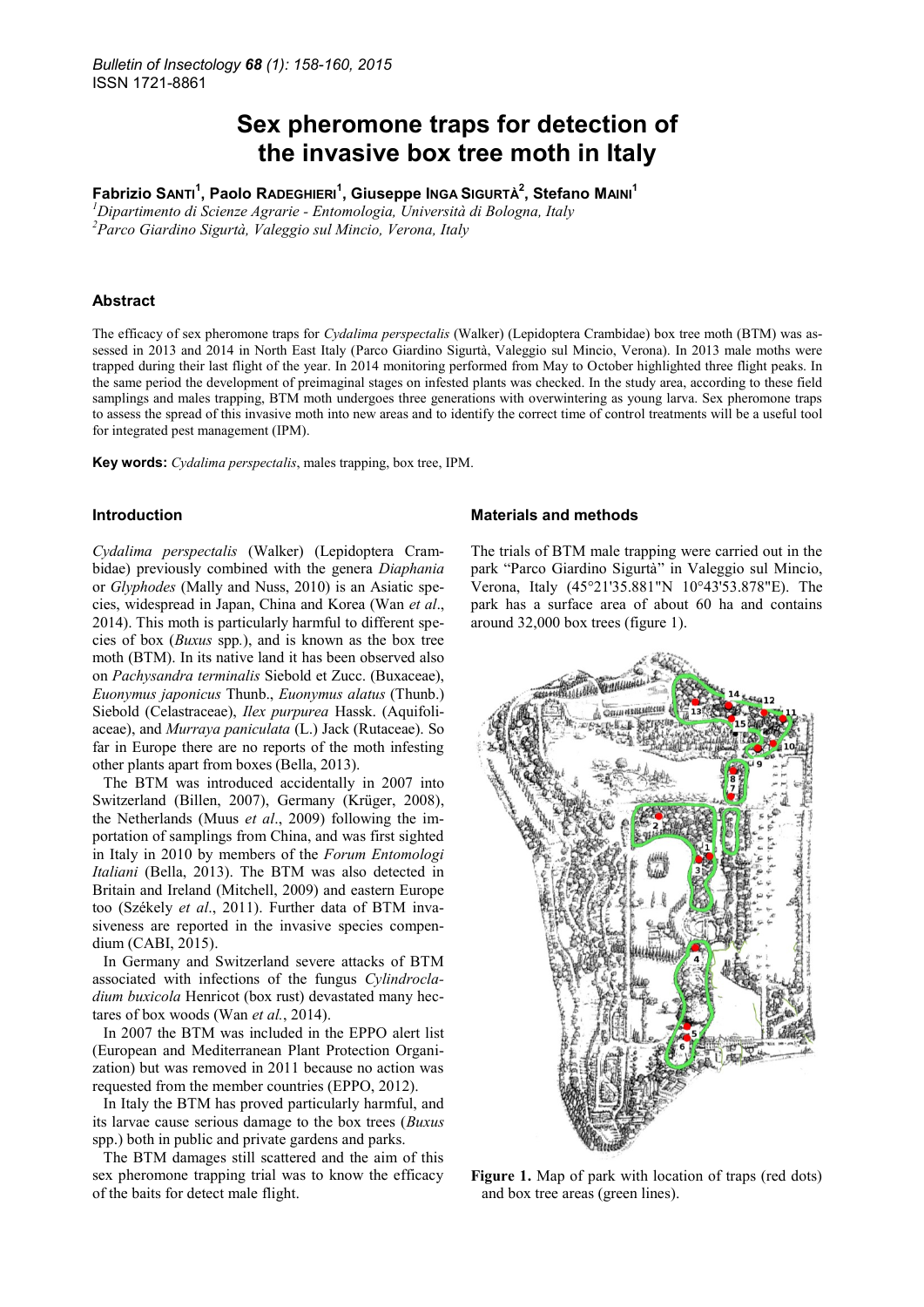# Sex pheromone traps for detection of the invasive box tree moth in Italy

**Fabrizio Santi[1], Paolo Radeghieri[1], Giuseppe Inga Sigurtà[2], Stefano Maini[1]**

[1]*Dipartimento di Scienze Agrarie - Entomologia, Università di Bologna, Italy*
[2]*Parco Giardino Sigurtà, Valeggio sul Mincio, Verona, Italy*

## Abstract

The efficacy of sex pheromone traps for *Cydalima perspectalis* (Walker) (Lepidoptera Crambidae) box tree moth (BTM) was assessed in 2013 and 2014 in North East Italy (Parco Giardino Sigurtà, Valeggio sul Mincio, Verona). In 2013 male moths were trapped during their last flight of the year. In 2014 monitoring performed from May to October highlighted three flight peaks. In the same period the development of preimaginal stages on infested plants was checked. In the study area, according to these field samplings and males trapping, BTM moth undergoes three generations with overwintering as young larva. Sex pheromone traps to assess the spread of this invasive moth into new areas and to identify the correct time of control treatments will be a useful tool for integrated pest management (IPM).

**Key words:** *Cydalima perspectalis*, males trapping, box tree, IPM.

## Introduction

*Cydalima perspectalis* (Walker) (Lepidoptera Crambidae) previously combined with the genera *Diaphania* or *Glyphodes* (Mally and Nuss, 2010) is an Asiatic species, widespread in Japan, China and Korea (Wan *et al*., 2014). This moth is particularly harmful to different species of box (*Buxus* spp.), and is known as the box tree moth (BTM). In its native land it has been observed also on *Pachysandra terminalis* Siebold et Zucc. (Buxaceae), *Euonymus japonicus* Thunb., *Euonymus alatus* (Thunb.) Siebold (Celastraceae), *Ilex purpurea* Hassk. (Aquifoliaceae), and *Murraya paniculata* (L.) Jack (Rutaceae). So far in Europe there are no reports of the moth infesting other plants apart from boxes (Bella, 2013).

The BTM was introduced accidentally in 2007 into Switzerland (Billen, 2007), Germany (Krüger, 2008), the Netherlands (Muus *et al*., 2009) following the importation of samplings from China, and was first sighted in Italy in 2010 by members of the *Forum Entomologi Italiani* (Bella, 2013). The BTM was also detected in Britain and Ireland (Mitchell, 2009) and eastern Europe too (Székely *et al*., 2011). Further data of BTM invasiveness are reported in the invasive species compendium (CABI, 2015).

In Germany and Switzerland severe attacks of BTM associated with infections of the fungus *Cylindrocladium buxicola* Henricot (box rust) devastated many hectares of box woods (Wan *et al.*, 2014).

In 2007 the BTM was included in the EPPO alert list (European and Mediterranean Plant Protection Organization) but was removed in 2011 because no action was requested from the member countries (EPPO, 2012).

In Italy the BTM has proved particularly harmful, and its larvae cause serious damage to the box trees (*Buxus* spp.) both in public and private gardens and parks.

The BTM damages still scattered and the aim of this sex pheromone trapping trial was to know the efficacy of the baits for detect male flight.

## Materials and methods

The trials of BTM male trapping were carried out in the park "Parco Giardino Sigurtà" in Valeggio sul Mincio, Verona, Italy (45°21'35.881"N 10°43'53.878"E). The park has a surface area of about 60 ha and contains around 32,000 box trees (figure 1).

**Figure 1.** Map of park with location of traps (red dots) and box tree areas (green lines).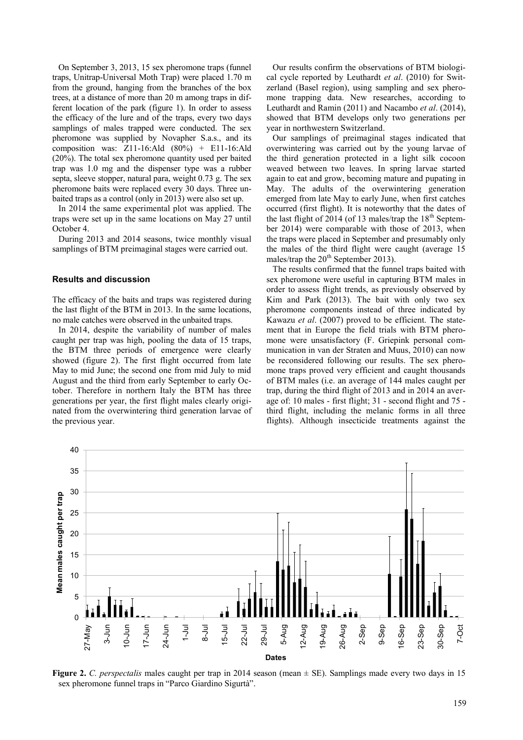On September 3, 2013, 15 sex pheromone traps (funnel traps, Unitrap-Universal Moth Trap) were placed 1.70 m from the ground, hanging from the branches of the box trees, at a distance of more than 20 m among traps in different location of the park (figure 1). In order to assess the efficacy of the lure and of the traps, every two days samplings of males trapped were conducted. The sex pheromone was supplied by Novapher S.a.s., and its composition was: Z11-16:Ald (80%) + E11-16:Ald (20%). The total sex pheromone quantity used per baited trap was 1.0 mg and the dispenser type was a rubber septa, sleeve stopper, natural para, weight 0.73 g. The sex pheromone baits were replaced every 30 days. Three unbaited traps as a control (only in 2013) were also set up.

In 2014 the same experimental plot was applied. The traps were set up in the same locations on May 27 until October 4.

During 2013 and 2014 seasons, twice monthly visual samplings of BTM preimaginal stages were carried out.

## Results and discussion

The efficacy of the baits and traps was registered during the last flight of the BTM in 2013. In the same locations, no male catches were observed in the unbaited traps.

In 2014, despite the variability of number of males caught per trap was high, pooling the data of 15 traps, the BTM three periods of emergence were clearly showed (figure 2). The first flight occurred from late May to mid June; the second one from mid July to mid August and the third from early September to early October. Therefore in northern Italy the BTM has three generations per year, the first flight males clearly originated from the overwintering third generation larvae of the previous year.

Our results confirm the observations of BTM biological cycle reported by Leuthardt *et al*. (2010) for Switzerland (Basel region), using sampling and sex pheromone trapping data. New researches, according to Leuthardt and Ramin (2011) and Nacambo *et al*. (2014), showed that BTM develops only two generations per year in northwestern Switzerland.

Our samplings of preimaginal stages indicated that overwintering was carried out by the young larvae of the third generation protected in a light silk cocoon weaved between two leaves. In spring larvae started again to eat and grow, becoming mature and pupating in May. The adults of the overwintering generation emerged from late May to early June, when first catches occurred (first flight). It is noteworthy that the dates of the last flight of 2014 (of 13 males/trap the 18$^{th}$ September 2014) were comparable with those of 2013, when the traps were placed in September and presumably only the males of the third flight were caught (average 15 males/trap the 20$^{th}$ September 2013).

The results confirmed that the funnel traps baited with sex pheromone were useful in capturing BTM males in order to assess flight trends, as previously observed by Kim and Park (2013). The bait with only two sex pheromone components instead of three indicated by Kawazu *et al*. (2007) proved to be efficient. The statement that in Europe the field trials with BTM pheromone were unsatisfactory (F. Griepink personal communication in van der Straten and Muus, 2010) can now be reconsidered following our results. The sex pheromone traps proved very efficient and caught thousands of BTM males (i.e. an average of 144 males caught per trap, during the third flight of 2013 and in 2014 an average of: 10 males - first flight; 31 - second flight and 75 - third flight, including the melanic forms in all three flights). Although insecticide treatments against the

**Figure 2.** *C. perspectalis* males caught per trap in 2014 season (mean ± SE). Samplings made every two days in 15 sex pheromone funnel traps in "Parco Giardino Sigurtà".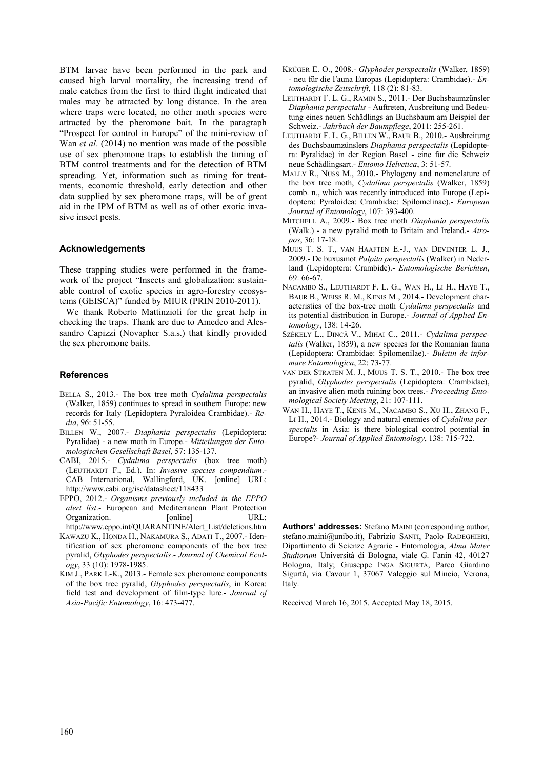BTM larvae have been performed in the park and caused high larval mortality, the increasing trend of male catches from the first to third flight indicated that males may be attracted by long distance. In the area where traps were located, no other moth species were attracted by the pheromone bait. In the paragraph "Prospect for control in Europe" of the mini-review of Wan *et al*. (2014) no mention was made of the possible use of sex pheromone traps to establish the timing of BTM control treatments and for the detection of BTM spreading. Yet, information such as timing for treatments, economic threshold, early detection and other data supplied by sex pheromone traps, will be of great aid in the IPM of BTM as well as of other exotic invasive insect pests.

## Acknowledgements

These trapping studies were performed in the framework of the project "Insects and globalization: sustainable control of exotic species in agro-forestry ecosystems (GEISCA)" funded by MIUR (PRIN 2010-2011).

We thank Roberto Mattinzioli for the great help in checking the traps. Thank are due to Amedeo and Alessandro Capizzi (Novapher S.a.s.) that kindly provided the sex pheromone baits.

## References

BELLA S., 2013.- The box tree moth *Cydalima perspectalis* (Walker, 1859) continues to spread in southern Europe: new records for Italy (Lepidoptera Pyraloidea Crambidae).- *Redia*, 96: 51-55.

BILLEN W., 2007.- *Diaphania perspectalis* (Lepidoptera: Pyralidae) - a new moth in Europe.- *Mitteilungen der Entomologischen Gesellschaft Basel*, 57: 135-137.

CABI, 2015.- *Cydalima perspectalis* (box tree moth) (LEUTHARDT F., Ed.). In: *Invasive species compendium*.- CAB International, Wallingford, UK. [online] URL: http://www.cabi.org/isc/datasheet/118433

EPPO, 2012.- *Organisms previously included in the EPPO alert list*.- European and Mediterranean Plant Protection Organization. [online] URL: http://www.eppo.int/QUARANTINE/Alert_List/deletions.htm

KAWAZU K., HONDA H., NAKAMURA S., ADATI T., 2007.- Identification of sex pheromone components of the box tree pyralid, *Glyphodes perspectalis*.- *Journal of Chemical Ecology*, 33 (10): 1978-1985.

KIM J., PARK I.-K., 2013.- Female sex pheromone components of the box tree pyralid, *Glyphodes perspectalis*, in Korea: field test and development of film-type lure.- *Journal of Asia-Pacific Entomology*, 16: 473-477.

KRÜGER E. O., 2008.- *Glyphodes perspectalis* (Walker, 1859) - neu für die Fauna Europas (Lepidoptera: Crambidae).- *Entomologische Zeitschrift*, 118 (2): 81-83.

LEUTHARDT F. L. G., RAMIN S., 2011.- Der Buchsbaumzünsler *Diaphania perspectalis* - Auftreten, Ausbreitung und Bedeutung eines neuen Schädlings an Buchsbaum am Beispiel der Schweiz.- *Jahrbuch der Baumpflege*, 2011: 255-261.

LEUTHARDT F. L. G., BILLEN W., BAUR B., 2010.- Ausbreitung des Buchsbaumzünslers *Diaphania perspectalis* (Lepidoptera: Pyralidae) in der Region Basel - eine für die Schweiz neue Schädlingsart.- *Entomo Helvetica*, 3: 51-57.

MALLY R., NUSS M., 2010.- Phylogeny and nomenclature of the box tree moth, *Cydalima perspectalis* (Walker, 1859) comb. n., which was recently introduced into Europe (Lepidoptera: Pyraloidea: Crambidae: Spilomelinae).- *European Journal of Entomology*, 107: 393-400.

MITCHELL A., 2009.- Box tree moth *Diaphania perspectalis* (Walk.) - a new pyralid moth to Britain and Ireland.- *Atropos*, 36: 17-18.

MUUS T. S. T., VAN HAAFTEN E.-J., VAN DEVENTER L. J., 2009.- De buxusmot *Palpita perspectalis* (Walker) in Nederland (Lepidoptera: Crambide).- *Entomologische Berichten*, 69: 66-67.

NACAMBO S., LEUTHARDT F. L. G., WAN H., LI H., HAYE T., BAUR B., WEISS R. M., KENIS M., 2014.- Development characteristics of the box-tree moth *Cydalima perspectalis* and its potential distribution in Europe.- *Journal of Applied Entomology*, 138: 14-26.

SZÉKELY L., DINCĂ V., MIHAI C., 2011.- *Cydalima perspectalis* (Walker, 1859), a new species for the Romanian fauna (Lepidoptera: Crambidae: Spilomenilae).- *Buletin de informare Entomologica*, 22: 73-77.

VAN DER STRATEN M. J., MUUS T. S. T., 2010.- The box tree pyralid, *Glyphodes perspectalis* (Lepidoptera: Crambidae), an invasive alien moth ruining box trees.- *Proceeding Entomological Society Meeting*, 21: 107-111.

WAN H., HAYE T., KENIS M., NACAMBO S., XU H., ZHANG F., LI H., 2014.- Biology and natural enemies of *Cydalima perspectalis* in Asia: is there biological control potential in Europe?- *Journal of Applied Entomology*, 138: 715-722.

**Authors' addresses:** Stefano MAINI (corresponding author, stefano.maini@unibo.it), Fabrizio SANTI, Paolo RADEGHIERI, Dipartimento di Scienze Agrarie - Entomologia, *Alma Mater Studiorum* Università di Bologna, viale G. Fanin 42, 40127 Bologna, Italy; Giuseppe INGA SIGURTÀ, Parco Giardino Sigurtà, via Cavour 1, 37067 Valeggio sul Mincio, Verona, Italy.

Received March 16, 2015. Accepted May 18, 2015.